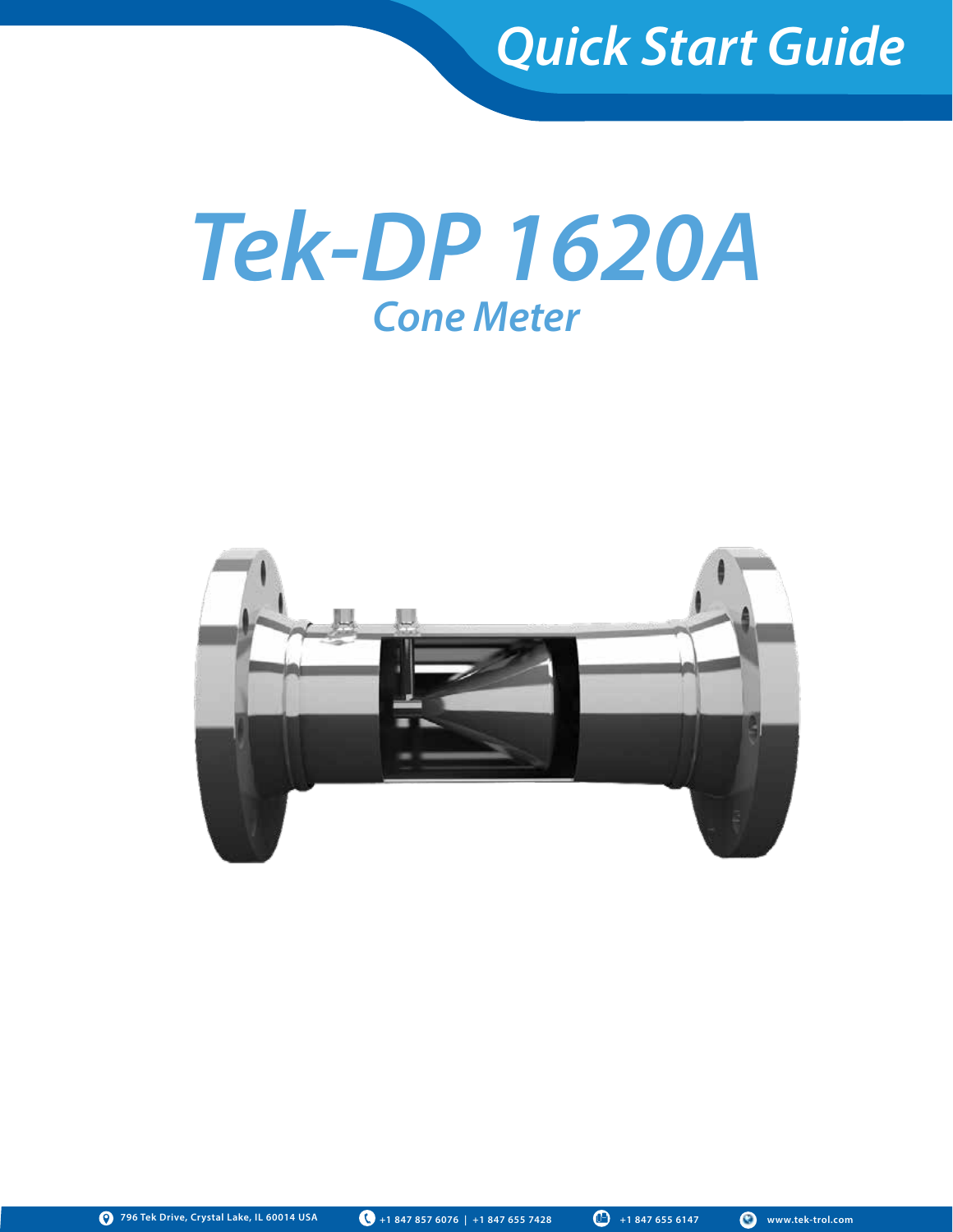# Quick Start Guide

# Tek-DP 1620A

## Cone Meter

796 Tek Drive, Crystal Lake, IL 60014 USA | +1 847 857 6076 | +1 847 655 7428 | +1 847 655 6147 | www.tek-trol.com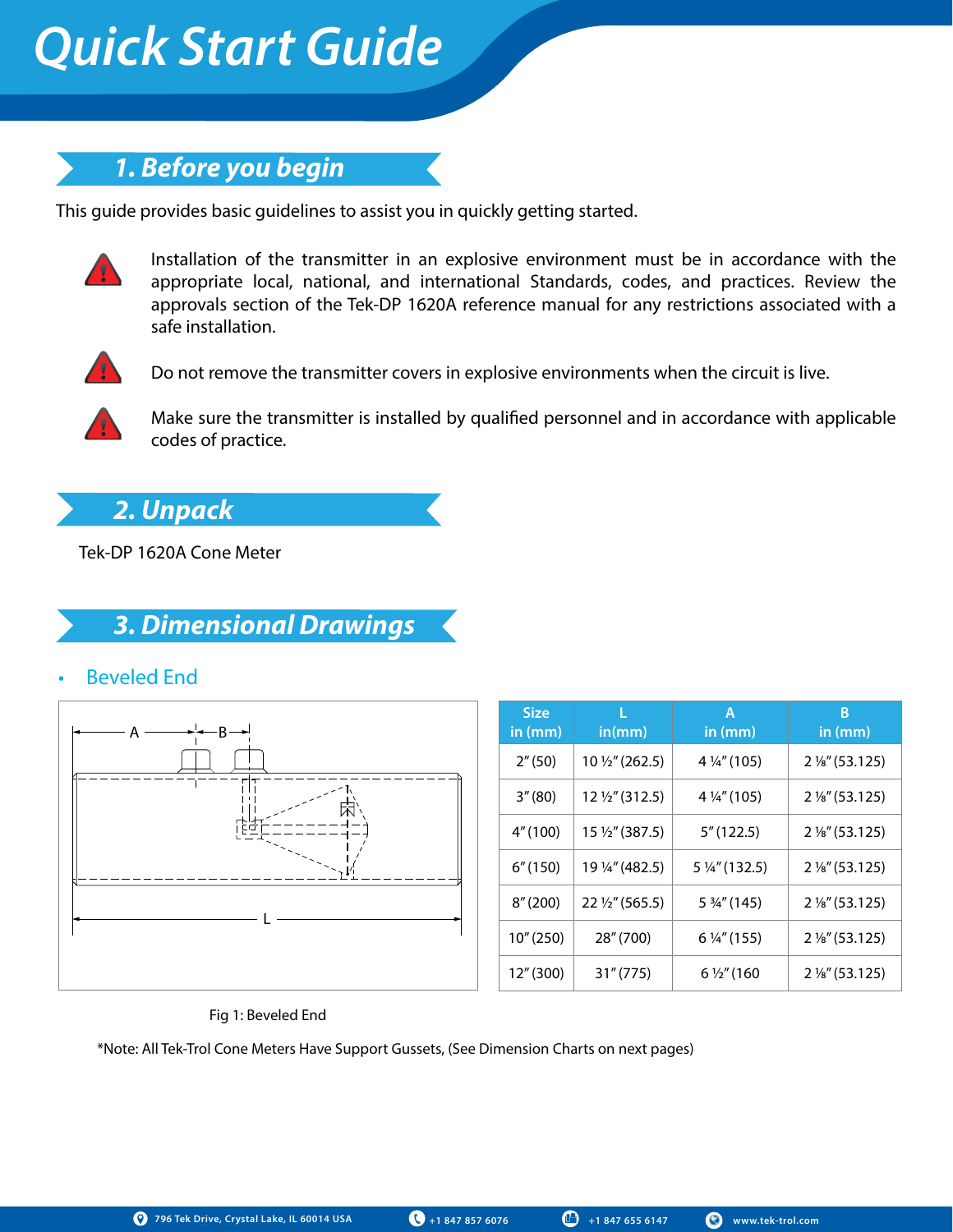# Quick Start Guide

## 1. Before you begin

This guide provides basic guidelines to assist you in quickly getting started.

Installation of the transmitter in an explosive environment must be in accordance with the appropriate local, national, and international Standards, codes, and practices. Review the approvals section of the Tek-DP 1620A reference manual for any restrictions associated with a safe installation.

Do not remove the transmitter covers in explosive environments when the circuit is live.

Make sure the transmitter is installed by qualified personnel and in accordance with applicable codes of practice.

## 2. Unpack

Tek-DP 1620A Cone Meter

## 3. Dimensional Drawings

- Beveled End

| Size in (mm) | L in(mm) | A in (mm) | B in (mm) |
|---|---|---|---|
| 2" (50) | 10 ½" (262.5) | 4 ¼" (105) | 2 ⅛" (53.125) |
| 3" (80) | 12 ½" (312.5) | 4 ¼" (105) | 2 ⅛" (53.125) |
| 4" (100) | 15 ½" (387.5) | 5" (122.5) | 2 ⅛" (53.125) |
| 6" (150) | 19 ¼" (482.5) | 5 ¼" (132.5) | 2 ⅛" (53.125) |
| 8" (200) | 22 ½" (565.5) | 5 ¾" (145) | 2 ⅛" (53.125) |
| 10" (250) | 28" (700) | 6 ¼" (155) | 2 ⅛" (53.125) |
| 12" (300) | 31" (775) | 6 ½" (160 | 2 ⅛" (53.125) |

Fig 1: Beveled End

*Note: All Tek-Trol Cone Meters Have Support Gussets, (See Dimension Charts on next pages)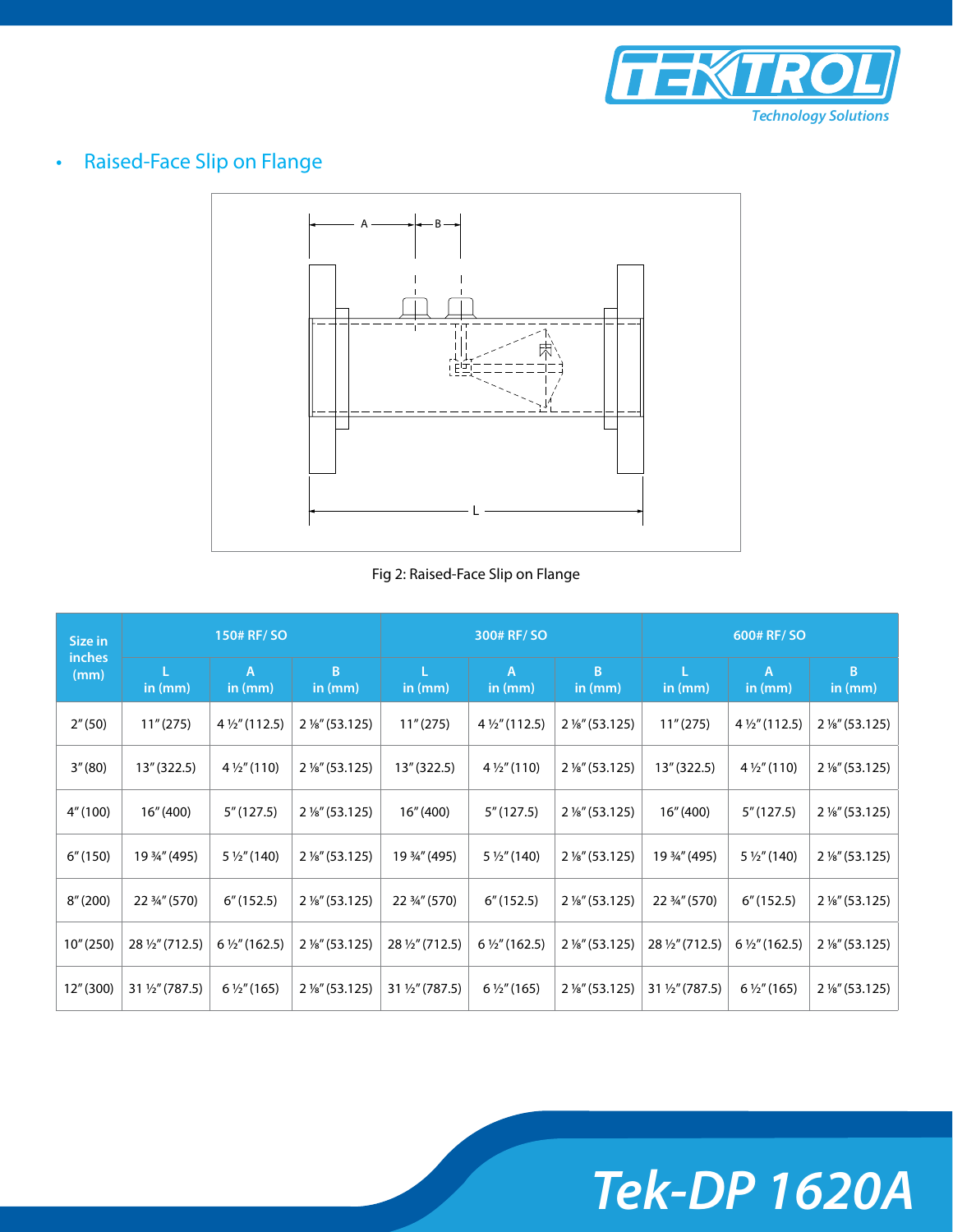- Raised-Face Slip on Flange

Fig 2: Raised-Face Slip on Flange

| Size in inches (mm) | 150# RF/ SO | | | 300# RF/ SO | | | 600# RF/ SO | | |
|---|---|---|---|---|---|---|---|---|---|
| | L in (mm) | A in (mm) | B in (mm) | L in (mm) | A in (mm) | B in (mm) | L in (mm) | A in (mm) | B in (mm) |
| 2" (50) | 11" (275) | 4 ½" (112.5) | 2 ⅛" (53.125) | 11" (275) | 4 ½" (112.5) | 2 ⅛" (53.125) | 11" (275) | 4 ½" (112.5) | 2 ⅛" (53.125) |
| 3" (80) | 13" (322.5) | 4 ½" (110) | 2 ⅛" (53.125) | 13" (322.5) | 4 ½" (110) | 2 ⅛" (53.125) | 13" (322.5) | 4 ½" (110) | 2 ⅛" (53.125) |
| 4" (100) | 16" (400) | 5" (127.5) | 2 ⅛" (53.125) | 16" (400) | 5" (127.5) | 2 ⅛" (53.125) | 16" (400) | 5" (127.5) | 2 ⅛" (53.125) |
| 6" (150) | 19 ¾" (495) | 5 ½" (140) | 2 ⅛" (53.125) | 19 ¾" (495) | 5 ½" (140) | 2 ⅛" (53.125) | 19 ¾" (495) | 5 ½" (140) | 2 ⅛" (53.125) |
| 8" (200) | 22 ¾" (570) | 6" (152.5) | 2 ⅛" (53.125) | 22 ¾" (570) | 6" (152.5) | 2 ⅛" (53.125) | 22 ¾" (570) | 6" (152.5) | 2 ⅛" (53.125) |
| 10" (250) | 28 ½" (712.5) | 6 ½" (162.5) | 2 ⅛" (53.125) | 28 ½" (712.5) | 6 ½" (162.5) | 2 ⅛" (53.125) | 28 ½" (712.5) | 6 ½" (162.5) | 2 ⅛" (53.125) |
| 12" (300) | 31 ½" (787.5) | 6 ½" (165) | 2 ⅛" (53.125) | 31 ½" (787.5) | 6 ½" (165) | 2 ⅛" (53.125) | 31 ½" (787.5) | 6 ½" (165) | 2 ⅛" (53.125) |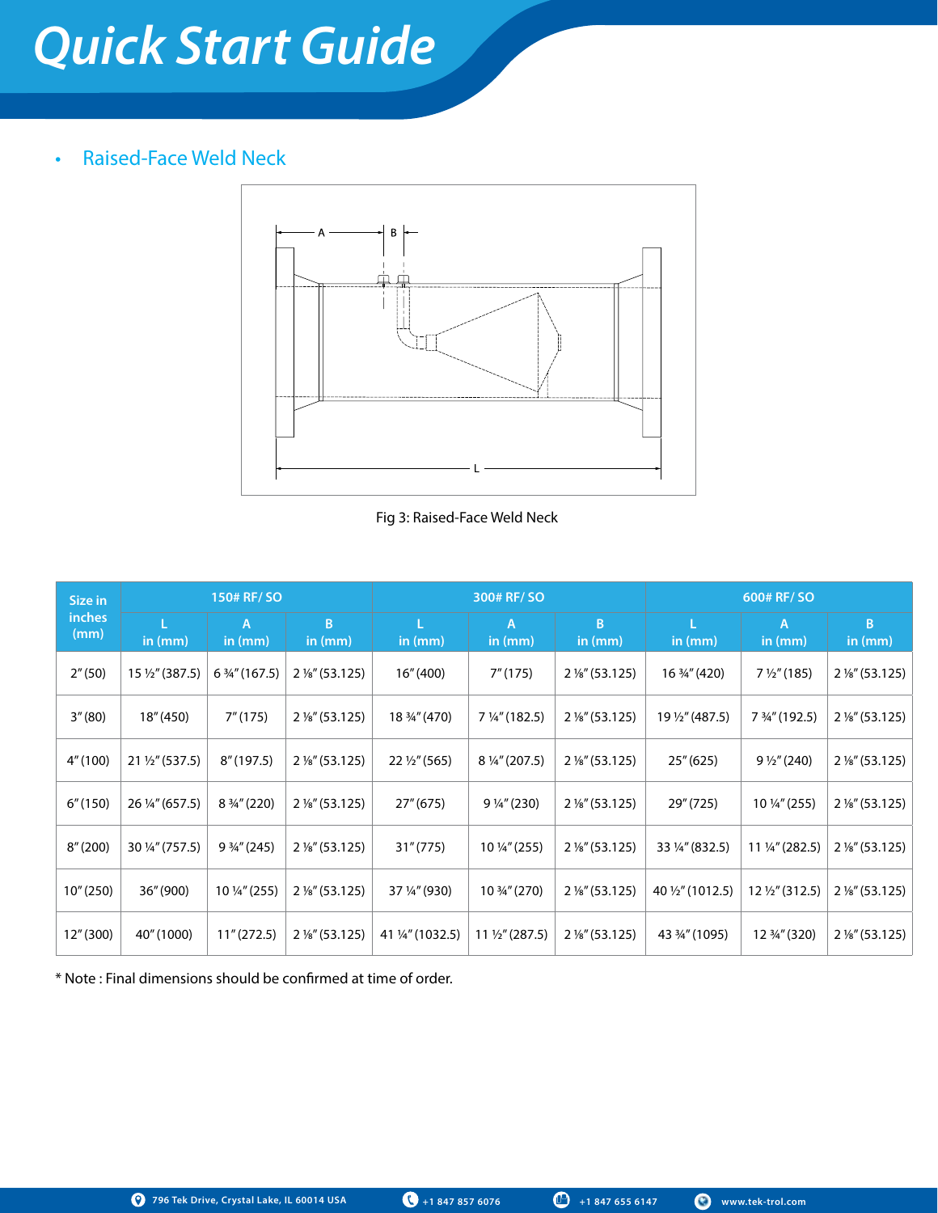# Quick Start Guide

- Raised-Face Weld Neck

Fig 3: Raised-Face Weld Neck

| Size in inches (mm) | 150# RF/ SO | | | 300# RF/ SO | | | 600# RF/ SO | | |
|---|---|---|---|---|---|---|---|---|---|
| | L in (mm) | A in (mm) | B in (mm) | L in (mm) | A in (mm) | B in (mm) | L in (mm) | A in (mm) | B in (mm) |
| 2" (50) | 15 ½" (387.5) | 6 ¾" (167.5) | 2 ⅛" (53.125) | 16" (400) | 7" (175) | 2 ⅛" (53.125) | 16 ¾" (420) | 7 ½" (185) | 2 ⅛" (53.125) |
| 3" (80) | 18" (450) | 7" (175) | 2 ⅛" (53.125) | 18 ¾" (470) | 7 ¼" (182.5) | 2 ⅛" (53.125) | 19 ½" (487.5) | 7 ¾" (192.5) | 2 ⅛" (53.125) |
| 4" (100) | 21 ½" (537.5) | 8" (197.5) | 2 ⅛" (53.125) | 22 ½" (565) | 8 ¼" (207.5) | 2 ⅛" (53.125) | 25" (625) | 9 ½" (240) | 2 ⅛" (53.125) |
| 6" (150) | 26 ¼" (657.5) | 8 ¾" (220) | 2 ⅛" (53.125) | 27" (675) | 9 ¼" (230) | 2 ⅛" (53.125) | 29" (725) | 10 ¼" (255) | 2 ⅛" (53.125) |
| 8" (200) | 30 ¼" (757.5) | 9 ¾" (245) | 2 ⅛" (53.125) | 31" (775) | 10 ¼" (255) | 2 ⅛" (53.125) | 33 ¼" (832.5) | 11 ¼" (282.5) | 2 ⅛" (53.125) |
| 10" (250) | 36" (900) | 10 ¼" (255) | 2 ⅛" (53.125) | 37 ¼" (930) | 10 ¾" (270) | 2 ⅛" (53.125) | 40 ½" (1012.5) | 12 ½" (312.5) | 2 ⅛" (53.125) |
| 12" (300) | 40" (1000) | 11" (272.5) | 2 ⅛" (53.125) | 41 ¼" (1032.5) | 11 ½" (287.5) | 2 ⅛" (53.125) | 43 ¾" (1095) | 12 ¾" (320) | 2 ⅛" (53.125) |

* Note : Final dimensions should be confirmed at time of order.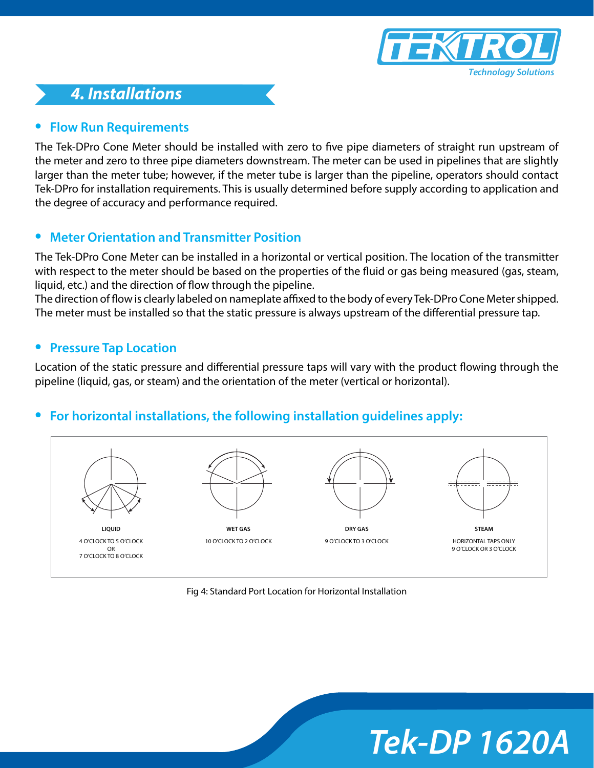## 4. Installations

### Flow Run Requirements

The Tek-DPro Cone Meter should be installed with zero to five pipe diameters of straight run upstream of the meter and zero to three pipe diameters downstream. The meter can be used in pipelines that are slightly larger than the meter tube; however, if the meter tube is larger than the pipeline, operators should contact Tek-DPro for installation requirements. This is usually determined before supply according to application and the degree of accuracy and performance required.

### Meter Orientation and Transmitter Position

The Tek-DPro Cone Meter can be installed in a horizontal or vertical position. The location of the transmitter with respect to the meter should be based on the properties of the fluid or gas being measured (gas, steam, liquid, etc.) and the direction of flow through the pipeline.

The direction of flow is clearly labeled on nameplate affixed to the body of every Tek-DPro Cone Meter shipped. The meter must be installed so that the static pressure is always upstream of the differential pressure tap.

### Pressure Tap Location

Location of the static pressure and differential pressure taps will vary with the product flowing through the pipeline (liquid, gas, or steam) and the orientation of the meter (vertical or horizontal).

### For horizontal installations, the following installation guidelines apply:

**LIQUID**
4 O'CLOCK TO 5 O'CLOCK
OR
7 O'CLOCK TO 8 O'CLOCK

**WET GAS**
10 O'CLOCK TO 2 O'CLOCK

**DRY GAS**
9 O'CLOCK TO 3 O'CLOCK

**STEAM**
HORIZONTAL TAPS ONLY
9 O'CLOCK OR 3 O'CLOCK

Fig 4: Standard Port Location for Horizontal Installation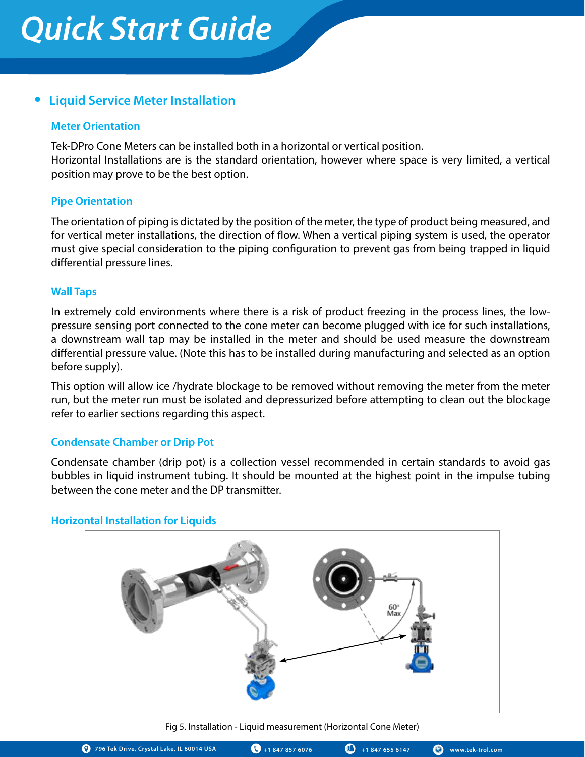## Liquid Service Meter Installation

### Meter Orientation

Tek-DPro Cone Meters can be installed both in a horizontal or vertical position.
Horizontal Installations are is the standard orientation, however where space is very limited, a vertical position may prove to be the best option.

### Pipe Orientation

The orientation of piping is dictated by the position of the meter, the type of product being measured, and for vertical meter installations, the direction of flow. When a vertical piping system is used, the operator must give special consideration to the piping configuration to prevent gas from being trapped in liquid differential pressure lines.

### Wall Taps

In extremely cold environments where there is a risk of product freezing in the process lines, the low-pressure sensing port connected to the cone meter can become plugged with ice for such installations, a downstream wall tap may be installed in the meter and should be used measure the downstream differential pressure value. (Note this has to be installed during manufacturing and selected as an option before supply).

This option will allow ice /hydrate blockage to be removed without removing the meter from the meter run, but the meter run must be isolated and depressurized before attempting to clean out the blockage refer to earlier sections regarding this aspect.

### Condensate Chamber or Drip Pot

Condensate chamber (drip pot) is a collection vessel recommended in certain standards to avoid gas bubbles in liquid instrument tubing. It should be mounted at the highest point in the impulse tubing between the cone meter and the DP transmitter.

### Horizontal Installation for Liquids

Fig 5. Installation - Liquid measurement (Horizontal Cone Meter)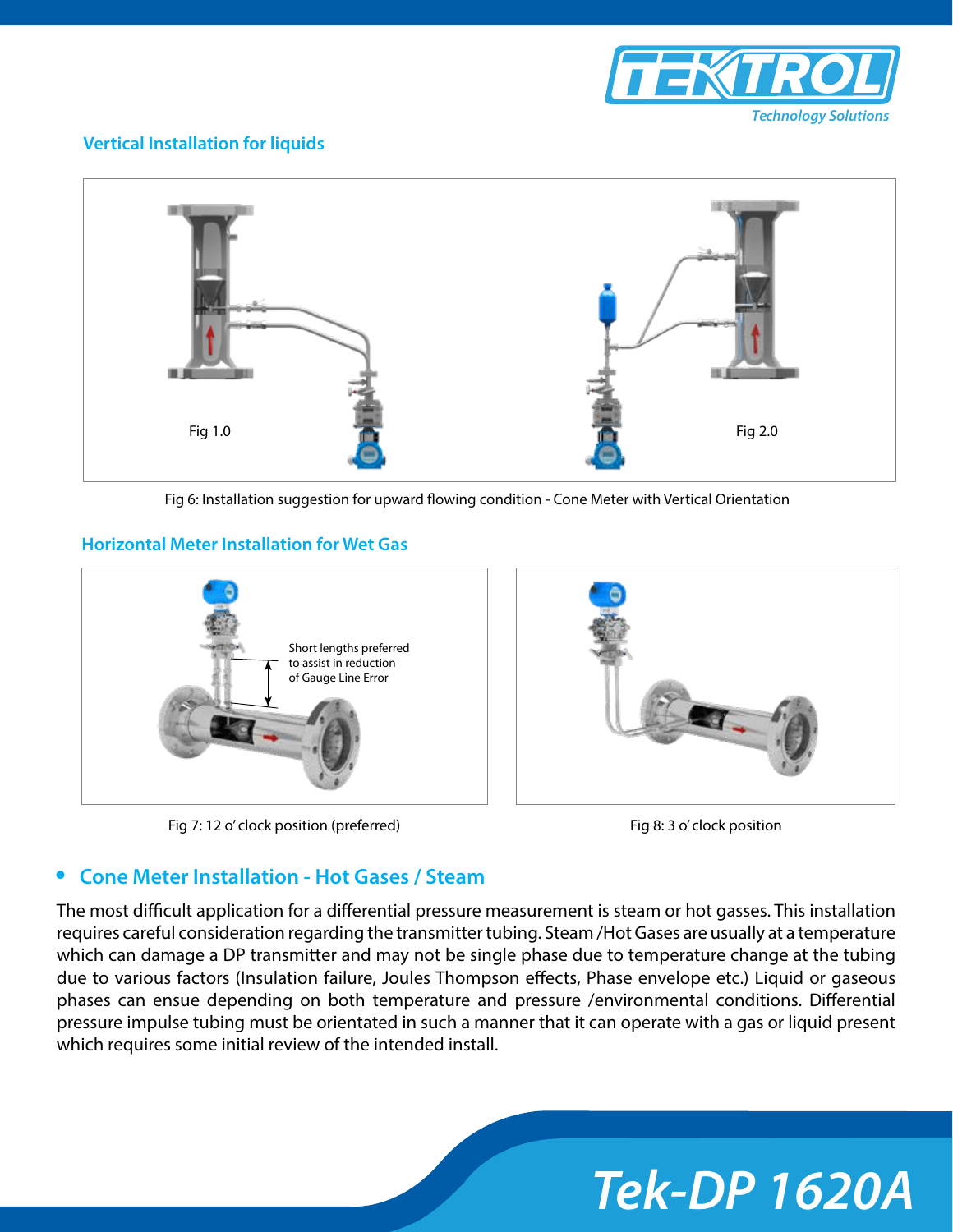## Vertical Installation for liquids

Fig 1.0

Fig 2.0

Fig 6: Installation suggestion for upward flowing condition - Cone Meter with Vertical Orientation

## Horizontal Meter Installation for Wet Gas

Short lengths preferred to assist in reduction of Gauge Line Error

Fig 7: 12 o' clock position (preferred)

Fig 8: 3 o' clock position

- ## Cone Meter Installation - Hot Gases / Steam

The most difficult application for a differential pressure measurement is steam or hot gasses. This installation requires careful consideration regarding the transmitter tubing. Steam /Hot Gases are usually at a temperature which can damage a DP transmitter and may not be single phase due to temperature change at the tubing due to various factors (Insulation failure, Joules Thompson effects, Phase envelope etc.) Liquid or gaseous phases can ensue depending on both temperature and pressure /environmental conditions. Differential pressure impulse tubing must be orientated in such a manner that it can operate with a gas or liquid present which requires some initial review of the intended install.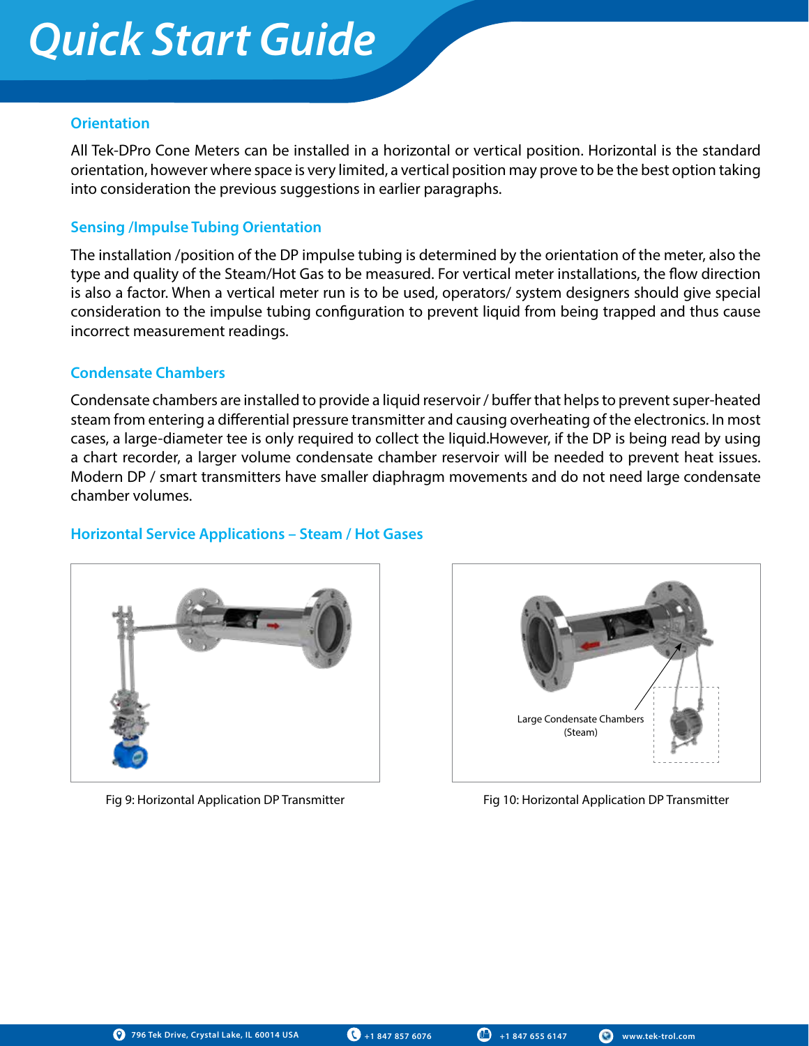## Orientation

All Tek-DPro Cone Meters can be installed in a horizontal or vertical position. Horizontal is the standard orientation, however where space is very limited, a vertical position may prove to be the best option taking into consideration the previous suggestions in earlier paragraphs.

## Sensing /Impulse Tubing Orientation

The installation /position of the DP impulse tubing is determined by the orientation of the meter, also the type and quality of the Steam/Hot Gas to be measured. For vertical meter installations, the flow direction is also a factor. When a vertical meter run is to be used, operators/ system designers should give special consideration to the impulse tubing configuration to prevent liquid from being trapped and thus cause incorrect measurement readings.

## Condensate Chambers

Condensate chambers are installed to provide a liquid reservoir / buffer that helps to prevent super-heated steam from entering a differential pressure transmitter and causing overheating of the electronics. In most cases, a large-diameter tee is only required to collect the liquid.However, if the DP is being read by using a chart recorder, a larger volume condensate chamber reservoir will be needed to prevent heat issues. Modern DP / smart transmitters have smaller diaphragm movements and do not need large condensate chamber volumes.

## Horizontal Service Applications – Steam / Hot Gases

Fig 9: Horizontal Application DP Transmitter

Large Condensate Chambers (Steam)

Fig 10: Horizontal Application DP Transmitter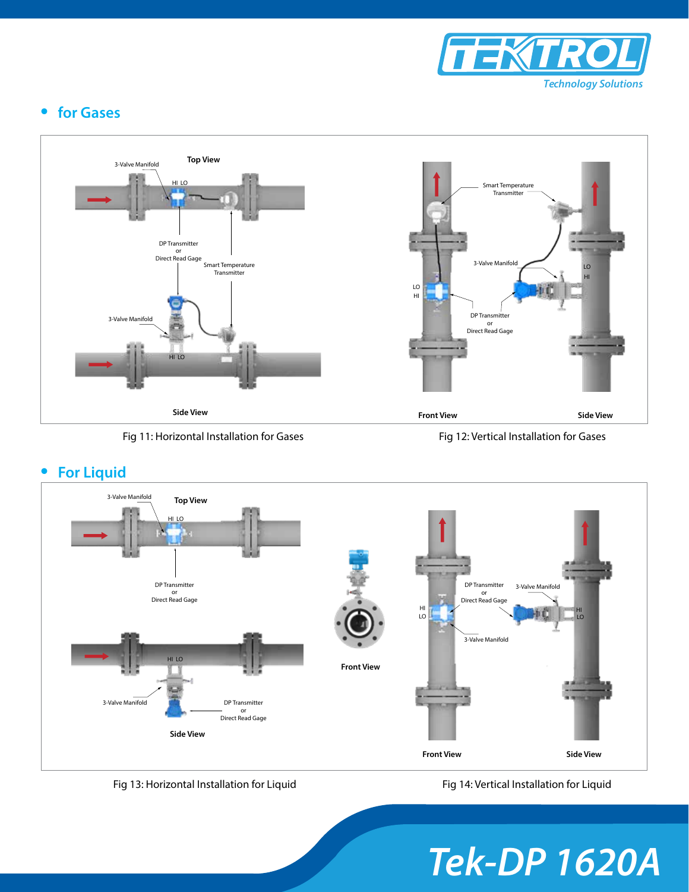- for Gases

Fig 11: Horizontal Installation for Gases

Fig 12: Vertical Installation for Gases

- For Liquid

Fig 13: Horizontal Installation for Liquid

Fig 14: Vertical Installation for Liquid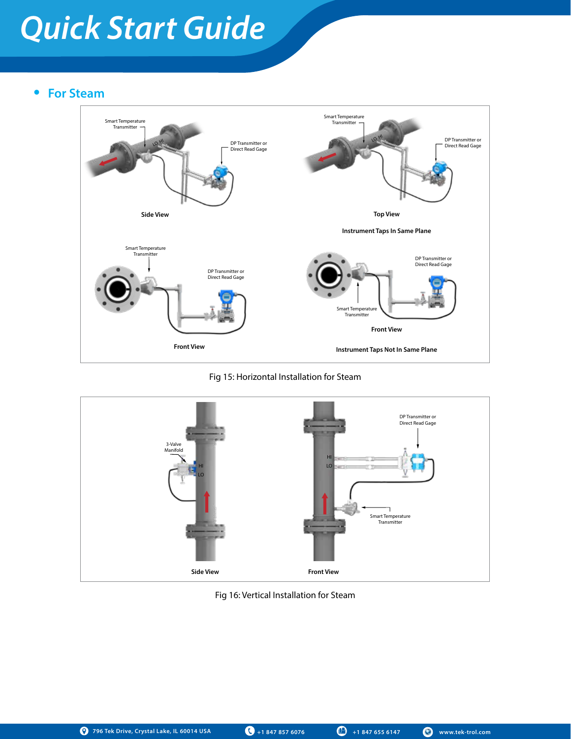# Quick Start Guide

## • For Steam

Fig 15: Horizontal Installation for Steam

Fig 16: Vertical Installation for Steam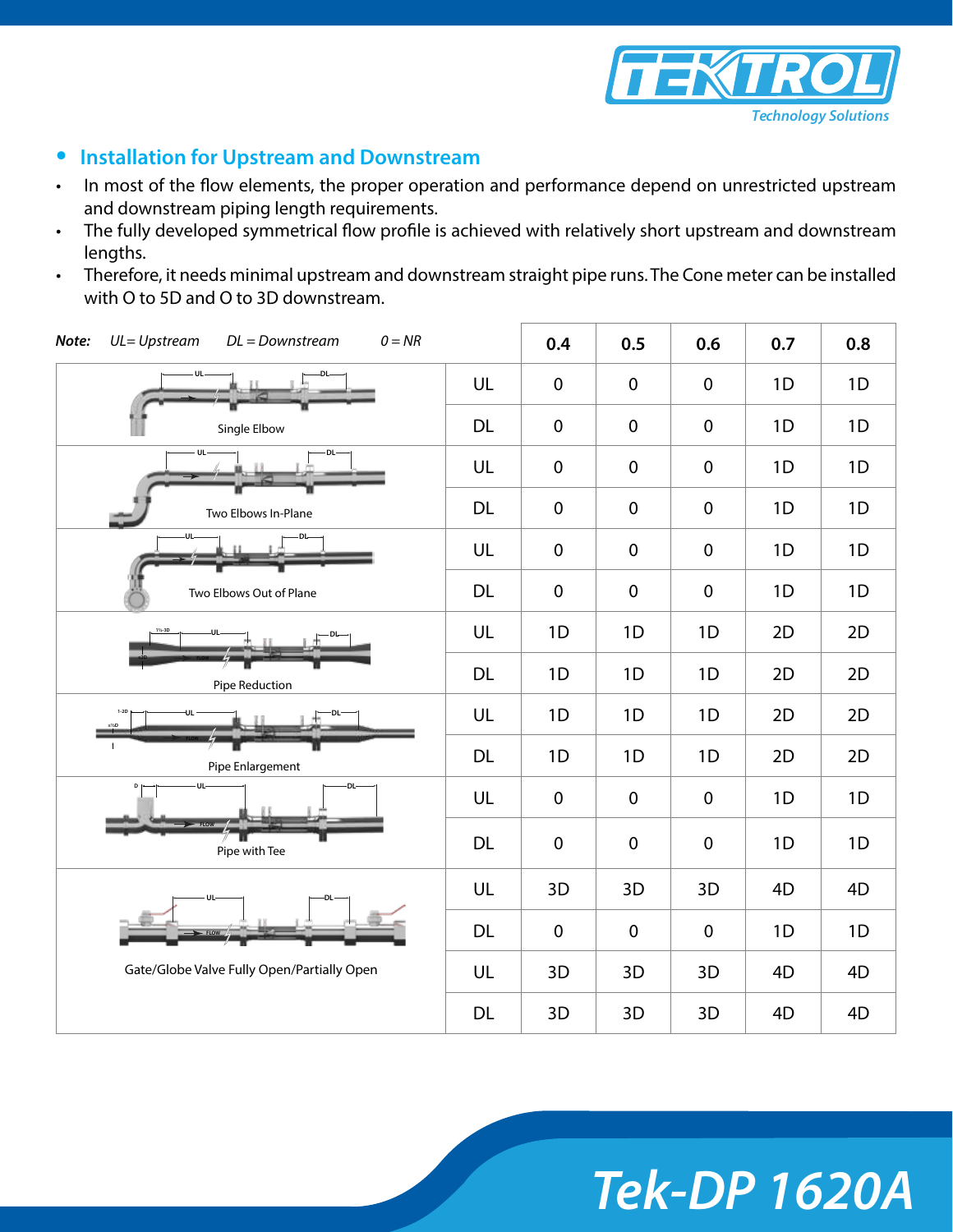## Installation for Upstream and Downstream

- In most of the flow elements, the proper operation and performance depend on unrestricted upstream and downstream piping length requirements.
- The fully developed symmetrical flow profile is achieved with relatively short upstream and downstream lengths.
- Therefore, it needs minimal upstream and downstream straight pipe runs. The Cone meter can be installed with O to 5D and O to 3D downstream.

***Note:*** *UL= Upstream* *DL = Downstream* *0 = NR*

| | | 0.4 | 0.5 | 0.6 | 0.7 | 0.8 |
|---|---|---|---|---|---|---|
| Single Elbow | UL | 0 | 0 | 0 | 1D | 1D |
| | DL | 0 | 0 | 0 | 1D | 1D |
| Two Elbows In-Plane | UL | 0 | 0 | 0 | 1D | 1D |
| | DL | 0 | 0 | 0 | 1D | 1D |
| Two Elbows Out of Plane | UL | 0 | 0 | 0 | 1D | 1D |
| | DL | 0 | 0 | 0 | 1D | 1D |
| Pipe Reduction | UL | 1D | 1D | 1D | 2D | 2D |
| | DL | 1D | 1D | 1D | 2D | 2D |
| Pipe Enlargement | UL | 1D | 1D | 1D | 2D | 2D |
| | DL | 1D | 1D | 1D | 2D | 2D |
| Pipe with Tee | UL | 0 | 0 | 0 | 1D | 1D |
| | DL | 0 | 0 | 0 | 1D | 1D |
| Gate/Globe Valve Fully Open/Partially Open | UL | 3D | 3D | 3D | 4D | 4D |
| | DL | 0 | 0 | 0 | 1D | 1D |
| | UL | 3D | 3D | 3D | 4D | 4D |
| | DL | 3D | 3D | 3D | 4D | 4D |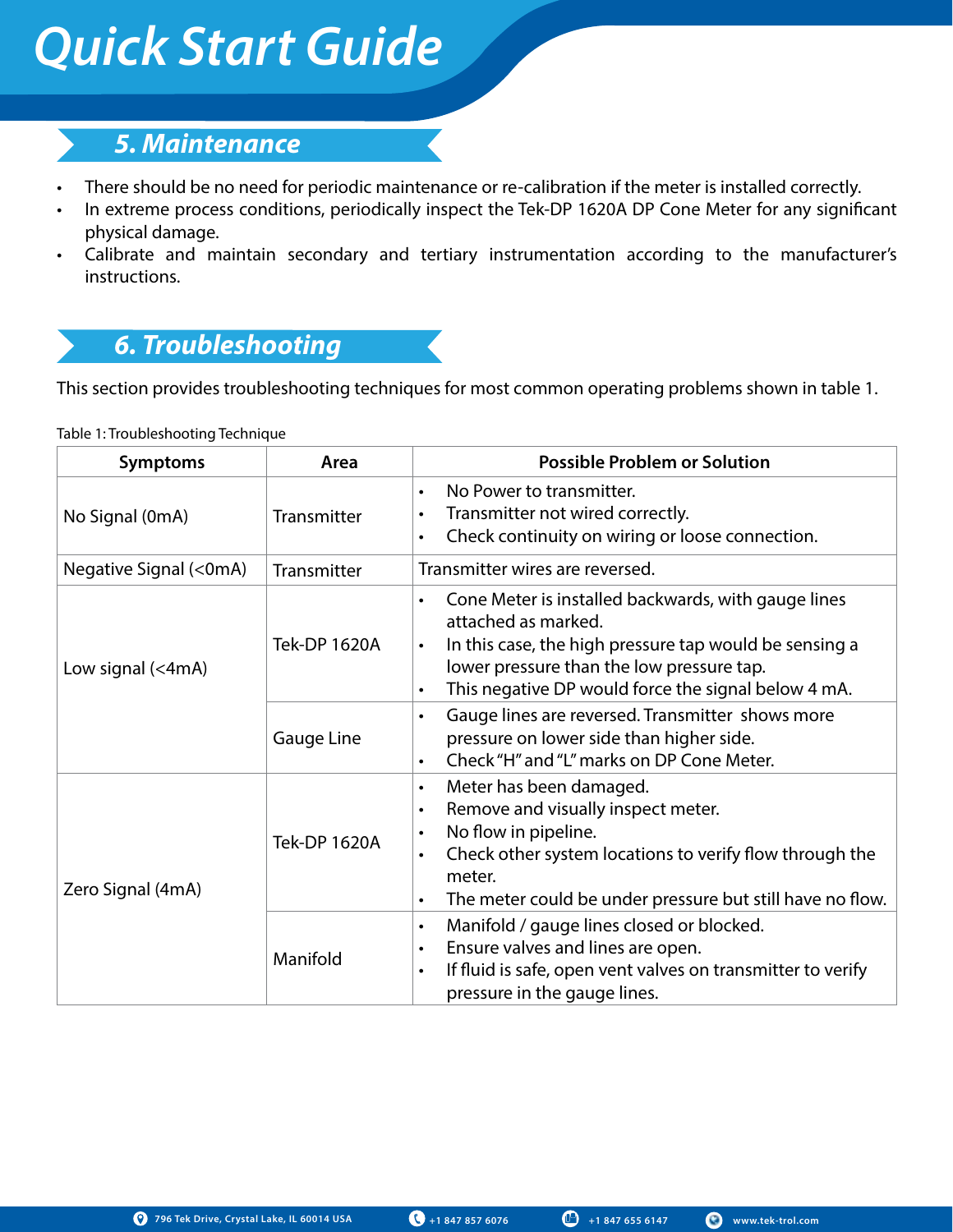## 5. Maintenance

- There should be no need for periodic maintenance or re-calibration if the meter is installed correctly.
- In extreme process conditions, periodically inspect the Tek-DP 1620A DP Cone Meter for any significant physical damage.
- Calibrate and maintain secondary and tertiary instrumentation according to the manufacturer's instructions.

## 6. Troubleshooting

This section provides troubleshooting techniques for most common operating problems shown in table 1.

Table 1: Troubleshooting Technique

| Symptoms | Area | Possible Problem or Solution |
|---|---|---|
| No Signal (0mA) | Transmitter | • No Power to transmitter.<br>• Transmitter not wired correctly.<br>• Check continuity on wiring or loose connection. |
| Negative Signal (<0mA) | Transmitter | Transmitter wires are reversed. |
| Low signal (<4mA) | Tek-DP 1620A | • Cone Meter is installed backwards, with gauge lines attached as marked.<br>• In this case, the high pressure tap would be sensing a lower pressure than the low pressure tap.<br>• This negative DP would force the signal below 4 mA. |
| | Gauge Line | • Gauge lines are reversed. Transmitter shows more pressure on lower side than higher side.<br>• Check "H" and "L" marks on DP Cone Meter. |
| Zero Signal (4mA) | Tek-DP 1620A | • Meter has been damaged.<br>• Remove and visually inspect meter.<br>• No flow in pipeline.<br>• Check other system locations to verify flow through the meter.<br>• The meter could be under pressure but still have no flow. |
| | Manifold | • Manifold / gauge lines closed or blocked.<br>• Ensure valves and lines are open.<br>• If fluid is safe, open vent valves on transmitter to verify pressure in the gauge lines. |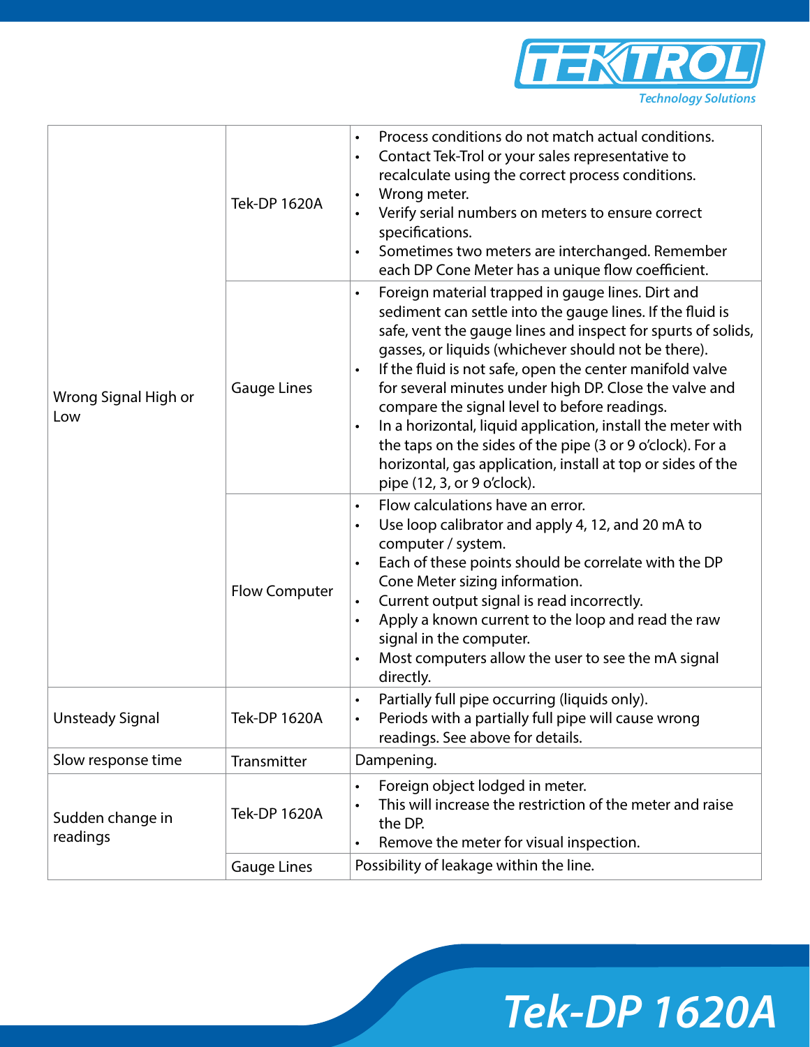| | | |
|---|---|---|
| Wrong Signal High or Low | Tek-DP 1620A | • Process conditions do not match actual conditions.<br>• Contact Tek-Trol or your sales representative to recalculate using the correct process conditions.<br>• Wrong meter.<br>• Verify serial numbers on meters to ensure correct specifications.<br>• Sometimes two meters are interchanged. Remember each DP Cone Meter has a unique flow coefficient. |
| | Gauge Lines | • Foreign material trapped in gauge lines. Dirt and sediment can settle into the gauge lines. If the fluid is safe, vent the gauge lines and inspect for spurts of solids, gasses, or liquids (whichever should not be there).<br>• If the fluid is not safe, open the center manifold valve for several minutes under high DP. Close the valve and compare the signal level to before readings.<br>• In a horizontal, liquid application, install the meter with the taps on the sides of the pipe (3 or 9 o'clock). For a horizontal, gas application, install at top or sides of the pipe (12, 3, or 9 o'clock). |
| | Flow Computer | • Flow calculations have an error.<br>• Use loop calibrator and apply 4, 12, and 20 mA to computer / system.<br>• Each of these points should be correlate with the DP Cone Meter sizing information.<br>• Current output signal is read incorrectly.<br>• Apply a known current to the loop and read the raw signal in the computer.<br>• Most computers allow the user to see the mA signal directly. |
| Unsteady Signal | Tek-DP 1620A | • Partially full pipe occurring (liquids only).<br>• Periods with a partially full pipe will cause wrong readings. See above for details. |
| Slow response time | Transmitter | Dampening. |
| Sudden change in readings | Tek-DP 1620A | • Foreign object lodged in meter.<br>• This will increase the restriction of the meter and raise the DP.<br>• Remove the meter for visual inspection. |
| | Gauge Lines | Possibility of leakage within the line. |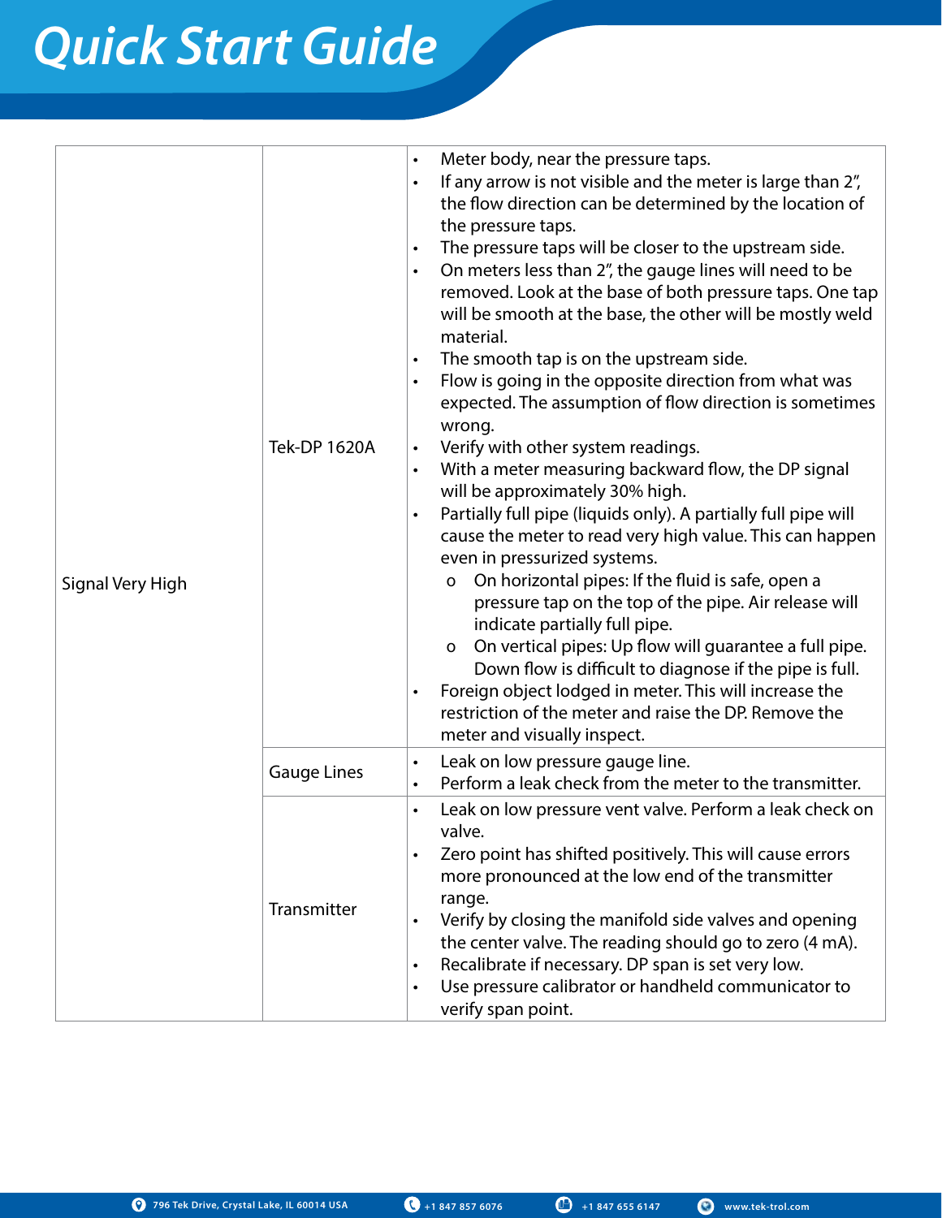| | | |
|---|---|---|
| Signal Very High | Tek-DP 1620A | • Meter body, near the pressure taps.<br>• If any arrow is not visible and the meter is large than 2", the flow direction can be determined by the location of the pressure taps.<br>• The pressure taps will be closer to the upstream side.<br>• On meters less than 2", the gauge lines will need to be removed. Look at the base of both pressure taps. One tap will be smooth at the base, the other will be mostly weld material.<br>• The smooth tap is on the upstream side.<br>• Flow is going in the opposite direction from what was expected. The assumption of flow direction is sometimes wrong.<br>• Verify with other system readings.<br>• With a meter measuring backward flow, the DP signal will be approximately 30% high.<br>• Partially full pipe (liquids only). A partially full pipe will cause the meter to read very high value. This can happen even in pressurized systems.<br>&nbsp;&nbsp;o On horizontal pipes: If the fluid is safe, open a pressure tap on the top of the pipe. Air release will indicate partially full pipe.<br>&nbsp;&nbsp;o On vertical pipes: Up flow will guarantee a full pipe. Down flow is difficult to diagnose if the pipe is full.<br>• Foreign object lodged in meter. This will increase the restriction of the meter and raise the DP. Remove the meter and visually inspect. |
| | Gauge Lines | • Leak on low pressure gauge line.<br>• Perform a leak check from the meter to the transmitter. |
| | Transmitter | • Leak on low pressure vent valve. Perform a leak check on valve.<br>• Zero point has shifted positively. This will cause errors more pronounced at the low end of the transmitter range.<br>• Verify by closing the manifold side valves and opening the center valve. The reading should go to zero (4 mA).<br>• Recalibrate if necessary. DP span is set very low.<br>• Use pressure calibrator or handheld communicator to verify span point. |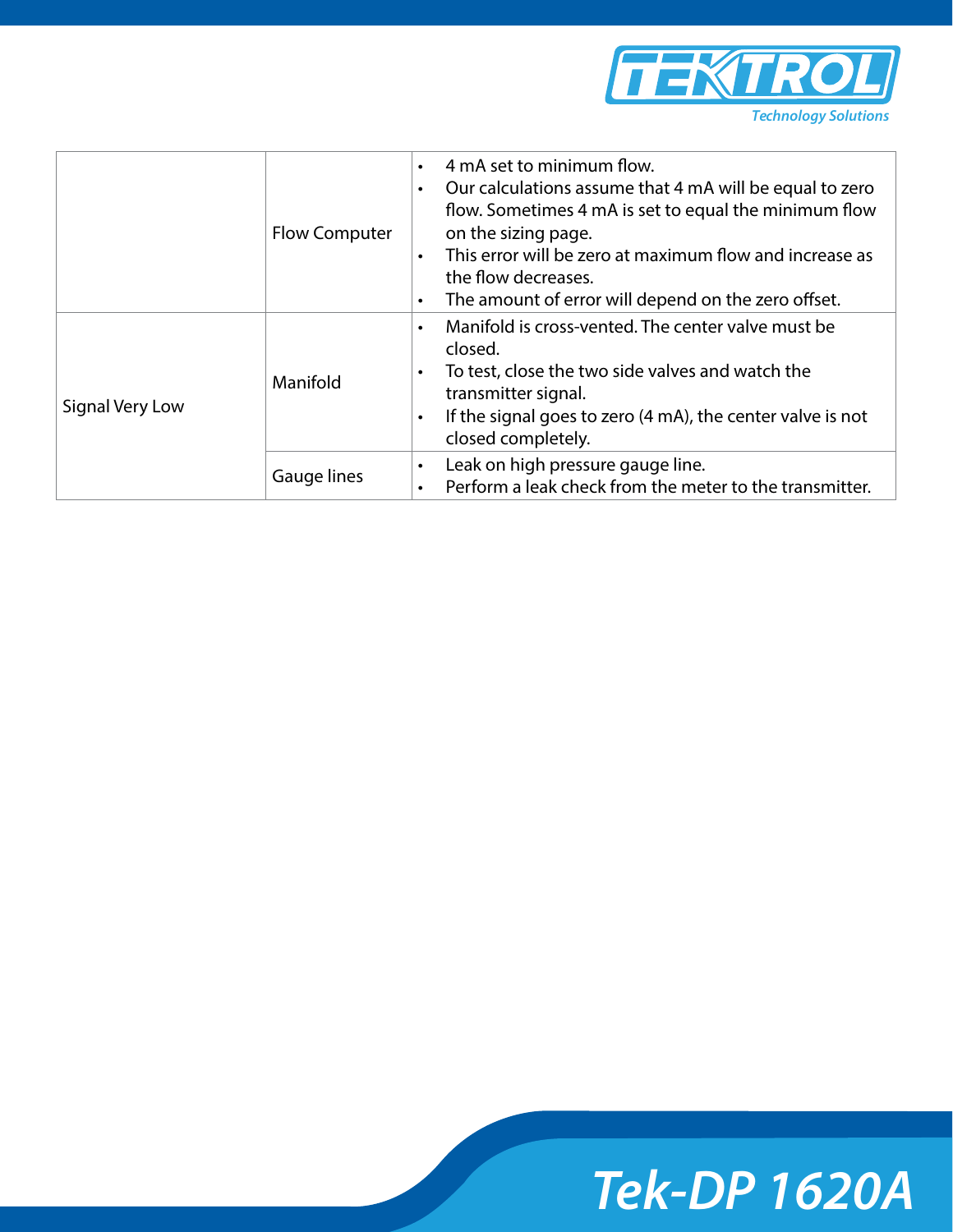| | | |
|---|---|---|
| | Flow Computer | • 4 mA set to minimum flow.<br>• Our calculations assume that 4 mA will be equal to zero flow. Sometimes 4 mA is set to equal the minimum flow on the sizing page.<br>• This error will be zero at maximum flow and increase as the flow decreases.<br>• The amount of error will depend on the zero offset. |
| Signal Very Low | Manifold | • Manifold is cross-vented. The center valve must be closed.<br>• To test, close the two side valves and watch the transmitter signal.<br>• If the signal goes to zero (4 mA), the center valve is not closed completely. |
| | Gauge lines | • Leak on high pressure gauge line.<br>• Perform a leak check from the meter to the transmitter. |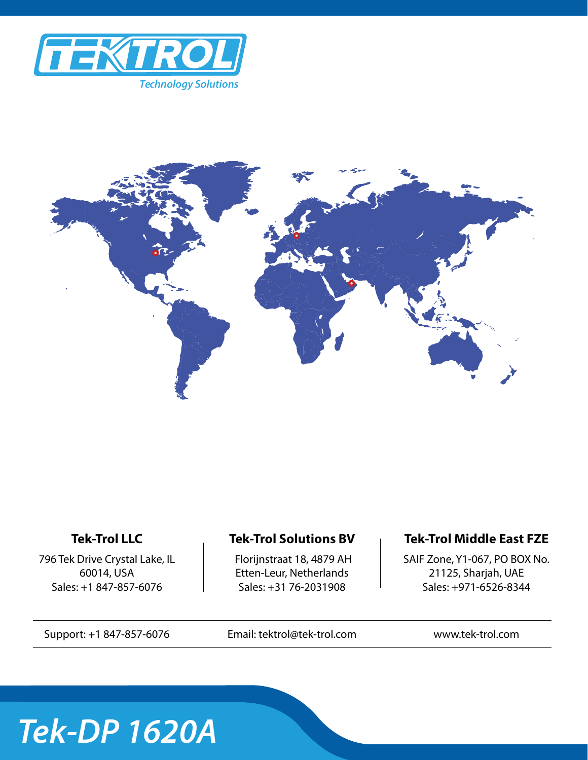TEKTROL

*Technology Solutions*

**Tek-Trol LLC**

796 Tek Drive Crystal Lake, IL
60014, USA
Sales: +1 847-857-6076

**Tek-Trol Solutions BV**

Florijnstraat 18, 4879 AH
Etten-Leur, Netherlands
Sales: +31 76-2031908

**Tek-Trol Middle East FZE**

SAIF Zone, Y1-067, PO BOX No.
21125, Sharjah, UAE
Sales: +971-6526-8344

Support: +1 847-857-6076

Email: tektrol@tek-trol.com

www.tek-trol.com

# *Tek-DP 1620A*